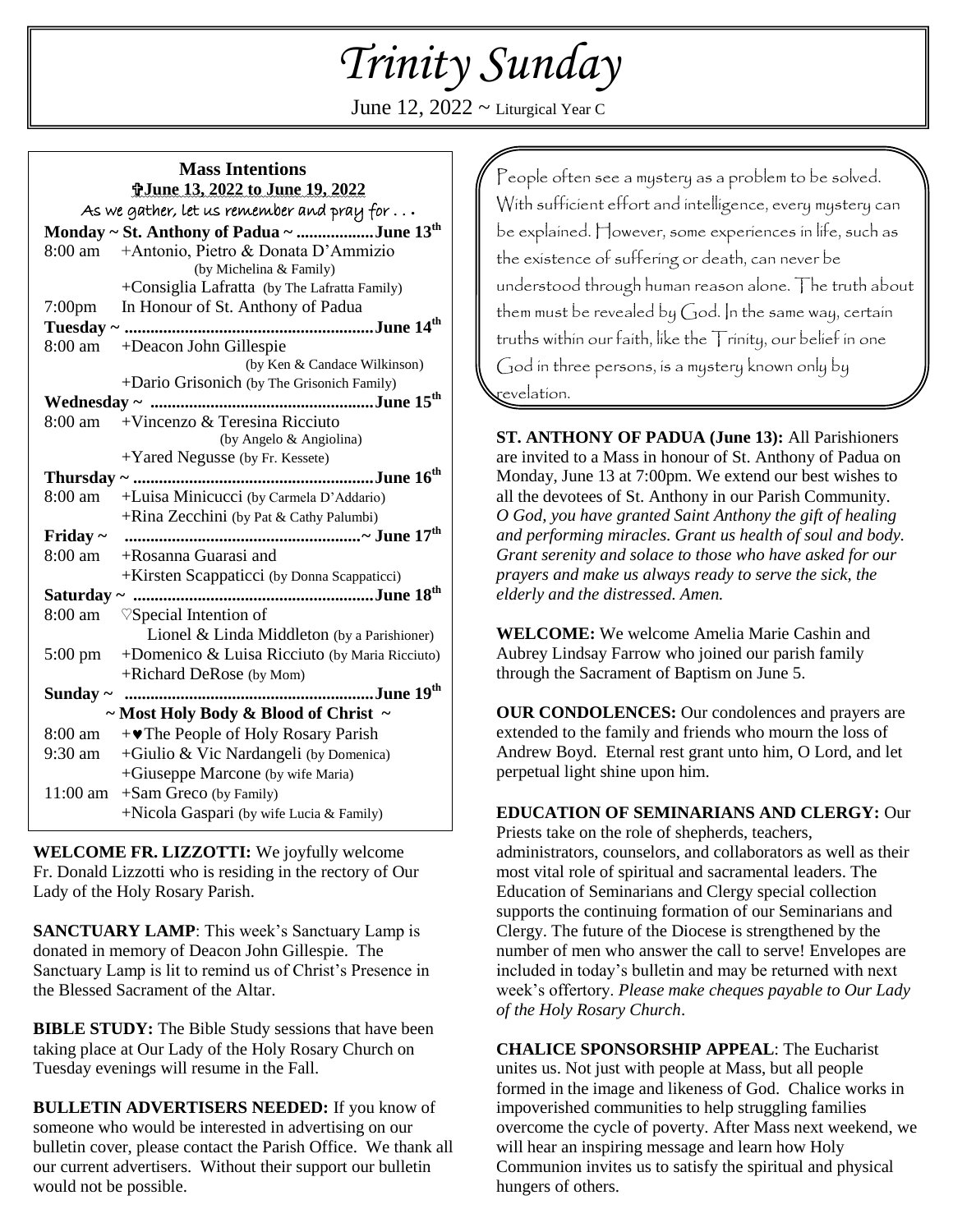# *Trinity Sunday*

June 12, 2022 ~ Liturgical Year C

## Mass Intentions

**✞June 13, 2022 to June 19, 2022**

As we gather, let us remember and pray for . . .

**Monday ~ St. Anthony of Padua ~ .................June 13th**

8:00 am +Antonio, Pietro & Donata D'Ammizio (by Michelina & Family)
+Consiglia Lafratta (by The Lafratta Family)

7:00pm In Honour of St. Anthony of Padua

**Tuesday ~ ..........................................................June 14th**

8:00 am +Deacon John Gillespie (by Ken & Candace Wilkinson)
+Dario Grisonich (by The Grisonich Family)

**Wednesday ~ ....................................................June 15th**

8:00 am +Vincenzo & Teresina Ricciuto (by Angelo & Angiolina)
+Yared Negusse (by Fr. Kessete)

**Thursday ~ ........................................................June 16th**

8:00 am +Luisa Minicucci (by Carmela D'Addario)
+Rina Zecchini (by Pat & Cathy Palumbi)

**Friday ~ ......................................................~ June 17th**

8:00 am +Rosanna Guarasi and
+Kirsten Scappaticci (by Donna Scappaticci)

**Saturday ~ ........................................................June 18th**

8:00 am ♡Special Intention of Lionel & Linda Middleton (by a Parishioner)

5:00 pm +Domenico & Luisa Ricciuto (by Maria Ricciuto)
+Richard DeRose (by Mom)

**Sunday ~ ..........................................................June 19th**

**~ Most Holy Body & Blood of Christ ~**

8:00 am +♥The People of Holy Rosary Parish

9:30 am +Giulio & Vic Nardangeli (by Domenica)
+Giuseppe Marcone (by wife Maria)

11:00 am +Sam Greco (by Family)
+Nicola Gaspari (by wife Lucia & Family)

**WELCOME FR. LIZZOTTI:** We joyfully welcome Fr. Donald Lizzotti who is residing in the rectory of Our Lady of the Holy Rosary Parish.

**SANCTUARY LAMP**: This week's Sanctuary Lamp is donated in memory of Deacon John Gillespie. The Sanctuary Lamp is lit to remind us of Christ's Presence in the Blessed Sacrament of the Altar.

**BIBLE STUDY:** The Bible Study sessions that have been taking place at Our Lady of the Holy Rosary Church on Tuesday evenings will resume in the Fall.

**BULLETIN ADVERTISERS NEEDED:** If you know of someone who would be interested in advertising on our bulletin cover, please contact the Parish Office. We thank all our current advertisers. Without their support our bulletin would not be possible.

People often see a mystery as a problem to be solved. With sufficient effort and intelligence, every mystery can be explained. However, some experiences in life, such as the existence of suffering or death, can never be understood through human reason alone. The truth about them must be revealed by God. In the same way, certain truths within our faith, like the Trinity, our belief in one God in three persons, is a mystery known only by revelation.

**ST. ANTHONY OF PADUA (June 13):** All Parishioners are invited to a Mass in honour of St. Anthony of Padua on Monday, June 13 at 7:00pm. We extend our best wishes to all the devotees of St. Anthony in our Parish Community. *O God, you have granted Saint Anthony the gift of healing and performing miracles. Grant us health of soul and body. Grant serenity and solace to those who have asked for our prayers and make us always ready to serve the sick, the elderly and the distressed. Amen.*

**WELCOME:** We welcome Amelia Marie Cashin and Aubrey Lindsay Farrow who joined our parish family through the Sacrament of Baptism on June 5.

**OUR CONDOLENCES:** Our condolences and prayers are extended to the family and friends who mourn the loss of Andrew Boyd. Eternal rest grant unto him, O Lord, and let perpetual light shine upon him.

**EDUCATION OF SEMINARIANS AND CLERGY:** Our Priests take on the role of shepherds, teachers, administrators, counselors, and collaborators as well as their most vital role of spiritual and sacramental leaders. The Education of Seminarians and Clergy special collection supports the continuing formation of our Seminarians and Clergy. The future of the Diocese is strengthened by the number of men who answer the call to serve! Envelopes are included in today's bulletin and may be returned with next week's offertory. *Please make cheques payable to Our Lady of the Holy Rosary Church*.

**CHALICE SPONSORSHIP APPEAL**: The Eucharist unites us. Not just with people at Mass, but all people formed in the image and likeness of God. Chalice works in impoverished communities to help struggling families overcome the cycle of poverty. After Mass next weekend, we will hear an inspiring message and learn how Holy Communion invites us to satisfy the spiritual and physical hungers of others.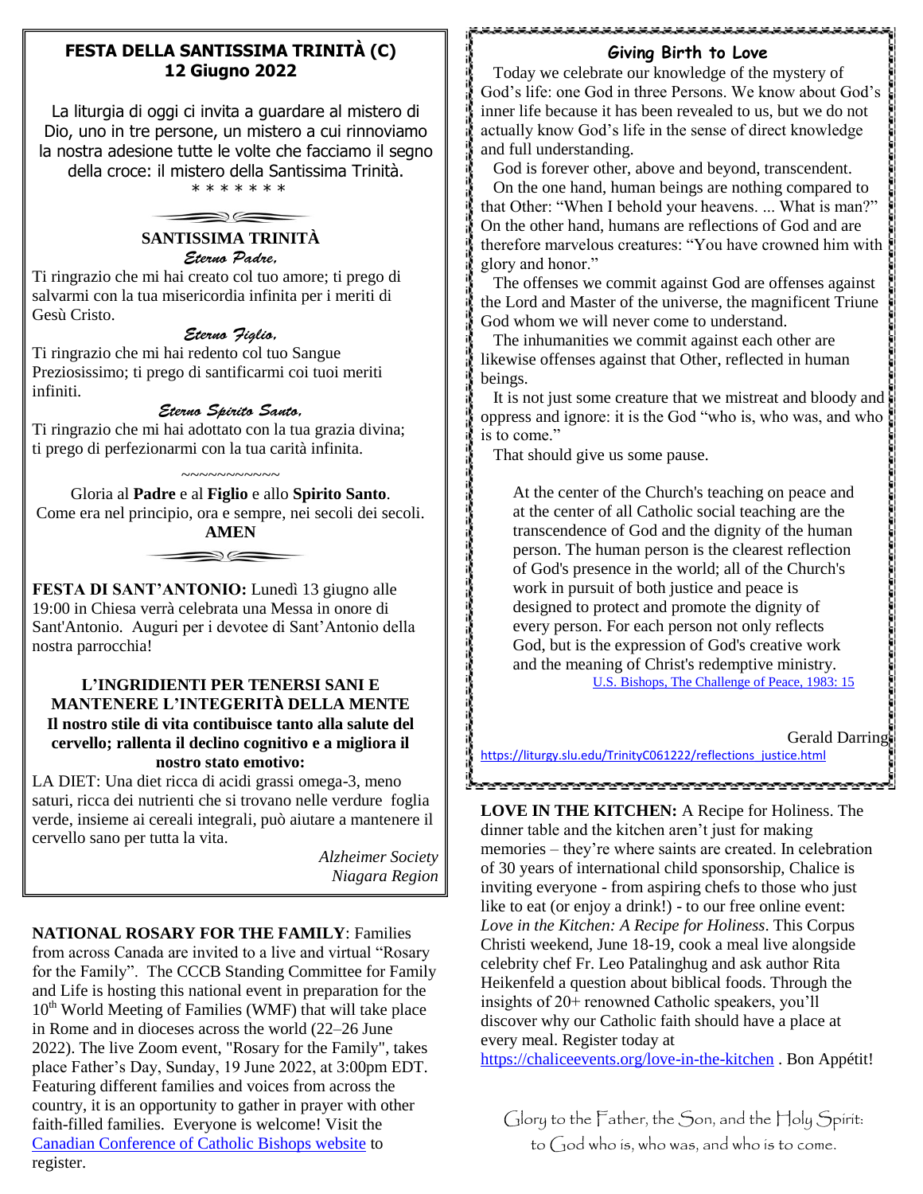## FESTA DELLA SANTISSIMA TRINITÀ (C)
## 12 Giugno 2022

La liturgia di oggi ci invita a guardare al mistero di Dio, uno in tre persone, un mistero a cui rinnoviamo la nostra adesione tutte le volte che facciamo il segno della croce: il mistero della Santissima Trinità.

\* \* \* \* \* \* \*

### SANTISSIMA TRINITÀ

*Eterno Padre,*

Ti ringrazio che mi hai creato col tuo amore; ti prego di salvarmi con la tua misericordia infinita per i meriti di Gesù Cristo.

*Eterno Figlio,*

Ti ringrazio che mi hai redento col tuo Sangue Preziosissimo; ti prego di santificarmi coi tuoi meriti infiniti.

*Eterno Spirito Santo,*

Ti ringrazio che mi hai adottato con la tua grazia divina; ti prego di perfezionarmi con la tua carità infinita.

~~~~~~~~~~~

Gloria al **Padre** e al **Figlio** e allo **Spirito Santo**.
Come era nel principio, ora e sempre, nei secoli dei secoli.
**AMEN**

**FESTA DI SANT'ANTONIO:** Lunedì 13 giugno alle 19:00 in Chiesa verrà celebrata una Messa in onore di Sant'Antonio. Auguri per i devotee di Sant'Antonio della nostra parrocchia!

### L'INGRIDIENTI PER TENERSI SANI E MANTENERE L'INTEGERITÀ DELLA MENTE

**Il nostro stile di vita contibuisce tanto alla salute del cervello; rallenta il declino cognitivo e a migliora il nostro stato emotivo:**

LA DIET: Una diet ricca di acidi grassi omega-3, meno saturi, ricca dei nutrienti che si trovano nelle verdure foglia verde, insieme ai cereali integrali, può aiutare a mantenere il cervello sano per tutta la vita.

*Alzheimer Society*
*Niagara Region*

**NATIONAL ROSARY FOR THE FAMILY**: Families from across Canada are invited to a live and virtual "Rosary for the Family". The CCCB Standing Committee for Family and Life is hosting this national event in preparation for the 10th World Meeting of Families (WMF) that will take place in Rome and in dioceses across the world (22–26 June 2022). The live Zoom event, "Rosary for the Family", takes place Father's Day, Sunday, 19 June 2022, at 3:00pm EDT. Featuring different families and voices from across the country, it is an opportunity to gather in prayer with other faith-filled families. Everyone is welcome! Visit the Canadian Conference of Catholic Bishops website to register.

### Giving Birth to Love

Today we celebrate our knowledge of the mystery of God's life: one God in three Persons. We know about God's inner life because it has been revealed to us, but we do not actually know God's life in the sense of direct knowledge and full understanding.

God is forever other, above and beyond, transcendent.

On the one hand, human beings are nothing compared to that Other: "When I behold your heavens. ... What is man?" On the other hand, humans are reflections of God and are therefore marvelous creatures: "You have crowned him with glory and honor."

The offenses we commit against God are offenses against the Lord and Master of the universe, the magnificent Triune God whom we will never come to understand.

The inhumanities we commit against each other are likewise offenses against that Other, reflected in human beings.

It is not just some creature that we mistreat and bloody and oppress and ignore: it is the God "who is, who was, and who is to come."

That should give us some pause.

> At the center of the Church's teaching on peace and at the center of all Catholic social teaching are the transcendence of God and the dignity of the human person. The human person is the clearest reflection of God's presence in the world; all of the Church's work in pursuit of both justice and peace is designed to protect and promote the dignity of every person. For each person not only reflects God, but is the expression of God's creative work and the meaning of Christ's redemptive ministry.
>
> U.S. Bishops, The Challenge of Peace, 1983: 15

Gerald Darring

https://liturgy.slu.edu/TrinityC061222/reflections_justice.html

**LOVE IN THE KITCHEN:** A Recipe for Holiness. The dinner table and the kitchen aren't just for making memories – they're where saints are created. In celebration of 30 years of international child sponsorship, Chalice is inviting everyone - from aspiring chefs to those who just like to eat (or enjoy a drink!) - to our free online event: *Love in the Kitchen: A Recipe for Holiness*. This Corpus Christi weekend, June 18-19, cook a meal live alongside celebrity chef Fr. Leo Patalinghug and ask author Rita Heikenfeld a question about biblical foods. Through the insights of 20+ renowned Catholic speakers, you'll discover why our Catholic faith should have a place at every meal. Register today at https://chaliceevents.org/love-in-the-kitchen . Bon Appétit!

Glory to the Father, the Son, and the Holy Spirit:
to God who is, who was, and who is to come.